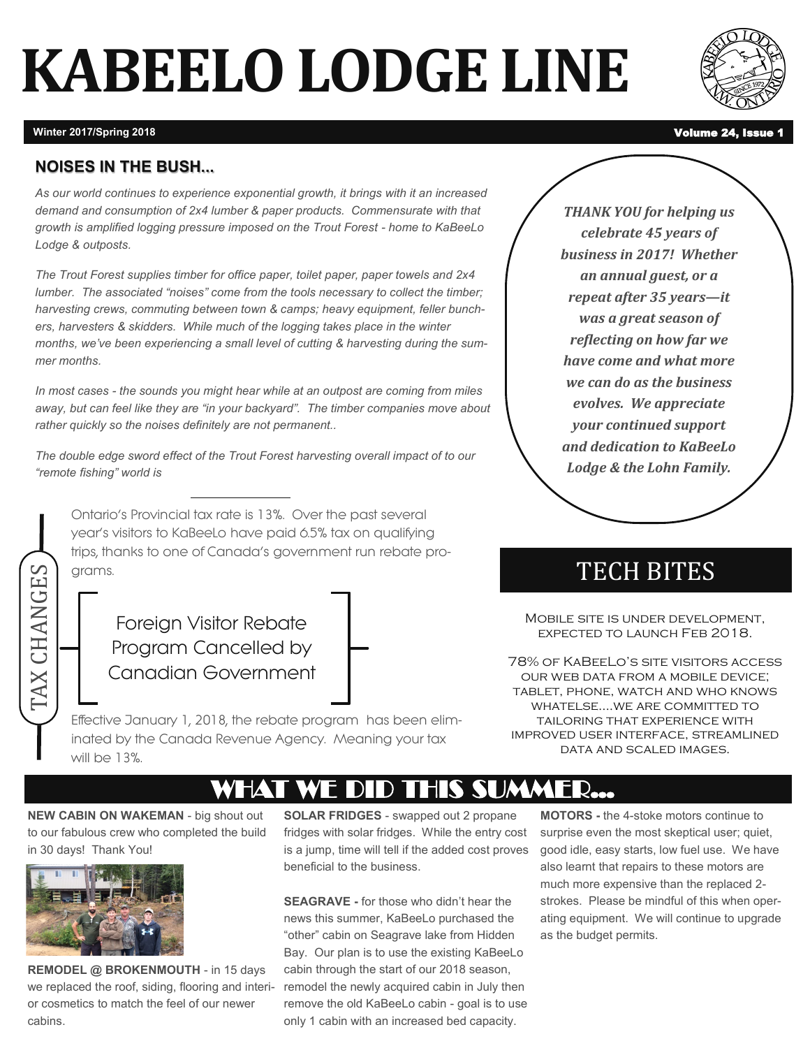# KABEELO LODGE LINE

Winter 2017/Spring 2018

## NOISES IN THE BUSH...

*As our world continues to experience exponential growth, it brings with it an increased demand and consumption of 2x4 lumber & paper products. Commensurate with that growth is amplified logging pressure imposed on the Trout Forest - home to KaBeeLo Lodge & outposts.*

*The Trout Forest supplies timber for office paper, toilet paper, paper towels and 2x4 lumber. The associated "noises" come from the tools necessary to collect the timber; harvesting crews, commuting between town & camps; heavy equipment, feller bunchers, harvesters & skidders. While much of the logging takes place in the winter months, we've been experiencing a small level of cutting & harvesting during the summer months.*

*In most cases - the sounds you might hear while at an outpost are coming from miles away, but can feel like they are "in your backyard". The timber companies move about rather quickly so the noises definitely are not permanent..*

*The double edge sword effect of the Trout Forest harvesting overall impact of to our "remote fishing" world is*

***THANK YOU for helping us celebrate 45 years of business in 2017! Whether an annual guest, or a repeat after 35 years—it was a great season of reflecting on how far we have come and what more we can do as the business evolves. We appreciate your continued support and dedication to KaBeeLo Lodge & the Lohn Family.***

## TAX CHANGES

Ontario's Provincial tax rate is 13%. Over the past several year's visitors to KaBeeLo have paid 6.5% tax on qualifying trips, thanks to one of Canada's government run rebate programs.

**Foreign Visitor Rebate Program Cancelled by Canadian Government**

Effective January 1, 2018, the rebate program has been eliminated by the Canada Revenue Agency. Meaning your tax will be 13%.

## TECH BITES

Mobile site is under development, expected to launch Feb 2018.

78% of KaBeeLo's site visitors access our web data from a mobile device; tablet, phone, watch and who knows whatelse....we are committed to tailoring that experience with improved user interface, streamlined data and scaled images.

## WHAT WE DID THIS SUMMER...

**NEW CABIN ON WAKEMAN** - big shout out to our fabulous crew who completed the build in 30 days! Thank You!

**REMODEL @ BROKENMOUTH** - in 15 days we replaced the roof, siding, flooring and interior cosmetics to match the feel of our newer cabins.

**SOLAR FRIDGES** - swapped out 2 propane fridges with solar fridges. While the entry cost is a jump, time will tell if the added cost proves beneficial to the business.

**SEAGRAVE -** for those who didn't hear the news this summer, KaBeeLo purchased the "other" cabin on Seagrave lake from Hidden Bay. Our plan is to use the existing KaBeeLo cabin through the start of our 2018 season, remodel the newly acquired cabin in July then remove the old KaBeeLo cabin - goal is to use only 1 cabin with an increased bed capacity.

**MOTORS -** the 4-stoke motors continue to surprise even the most skeptical user; quiet, good idle, easy starts, low fuel use. We have also learnt that repairs to these motors are much more expensive than the replaced 2-strokes. Please be mindful of this when operating equipment. We will continue to upgrade as the budget permits.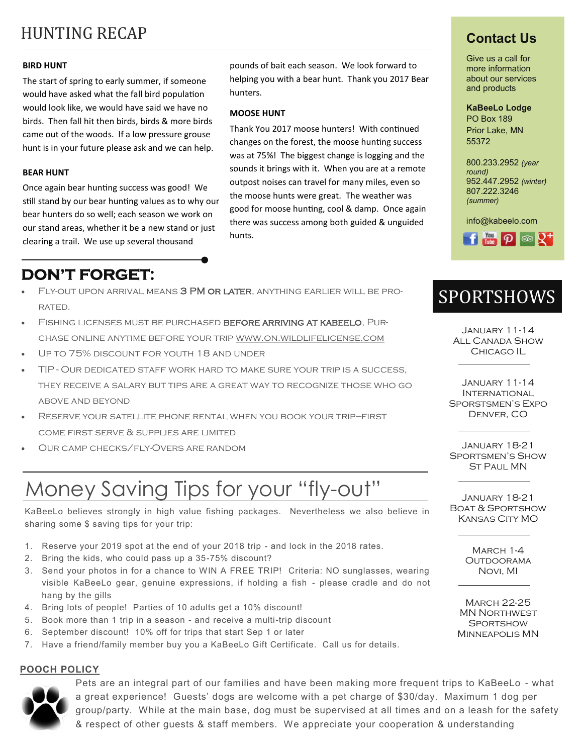# HUNTING RECAP

**BIRD HUNT**

The start of spring to early summer, if someone would have asked what the fall bird population would look like, we would have said we have no birds. Then fall hit then birds, birds & more birds came out of the woods. If a low pressure grouse hunt is in your future please ask and we can help.

**BEAR HUNT**

Once again bear hunting success was good! We still stand by our bear hunting values as to why our bear hunters do so well; each season we work on our stand areas, whether it be a new stand or just clearing a trail. We use up several thousand pounds of bait each season. We look forward to helping you with a bear hunt. Thank you 2017 Bear hunters.

**MOOSE HUNT**

Thank You 2017 moose hunters! With continued changes on the forest, the moose hunting success was at 75%! The biggest change is logging and the sounds it brings with it. When you are at a remote outpost noises can travel for many miles, even so the moose hunts were great. The weather was good for moose hunting, cool & damp. Once again there was success among both guided & unguided hunts.

## Contact Us

Give us a call for more information about our services and products

**KaBeeLo Lodge**
PO Box 189
Prior Lake, MN
55372

800.233.2952 *(year round)*
952.447.2952 *(winter)*
807.222.3246 *(summer)*

info@kabeelo.com

## DON'T FORGET:

- Fly-out upon arrival means **3 PM or later**, anything earlier will be pro-rated.
- Fishing licenses must be purchased **before arriving at KaBeeLo**, Purchase online anytime before your trip www.on.wildlifelicense.com
- Up to 75% discount for youth 18 and under
- TIP - Our dedicated staff work hard to make sure your trip is a success, they receive a salary but tips are a great way to recognize those who go above and beyond
- Reserve your satellite phone rental when you book your trip—first come first serve & supplies are limited
- Our camp checks/fly-overs are random

## SPORTSHOWS

January 11-14
All Canada Show
Chicago IL

January 11-14
International Sporstsmen's Expo
Denver, CO

January 18-21
Sportsmen's Show
St Paul MN

January 18-21
Boat & Sportshow
Kansas City MO

March 1-4
Outdoorama
Novi, MI

March 22-25
MN Northwest Sportshow
Minneapolis MN

# Money Saving Tips for your "fly-out"

KaBeeLo believes strongly in high value fishing packages. Nevertheless we also believe in sharing some $ saving tips for your trip:

1. Reserve your 2019 spot at the end of your 2018 trip - and lock in the 2018 rates.
2. Bring the kids, who could pass up a 35-75% discount?
3. Send your photos in for a chance to WIN A FREE TRIP! Criteria: NO sunglasses, wearing visible KaBeeLo gear, genuine expressions, if holding a fish - please cradle and do not hang by the gills
4. Bring lots of people! Parties of 10 adults get a 10% discount!
5. Book more than 1 trip in a season - and receive a multi-trip discount
6. September discount! 10% off for trips that start Sep 1 or later
7. Have a friend/family member buy you a KaBeeLo Gift Certificate. Call us for details.

**POOCH POLICY**

Pets are an integral part of our families and have been making more frequent trips to KaBeeLo - what a great experience! Guests' dogs are welcome with a pet charge of $30/day. Maximum 1 dog per group/party. While at the main base, dog must be supervised at all times and on a leash for the safety & respect of other guests & staff members. We appreciate your cooperation & understanding